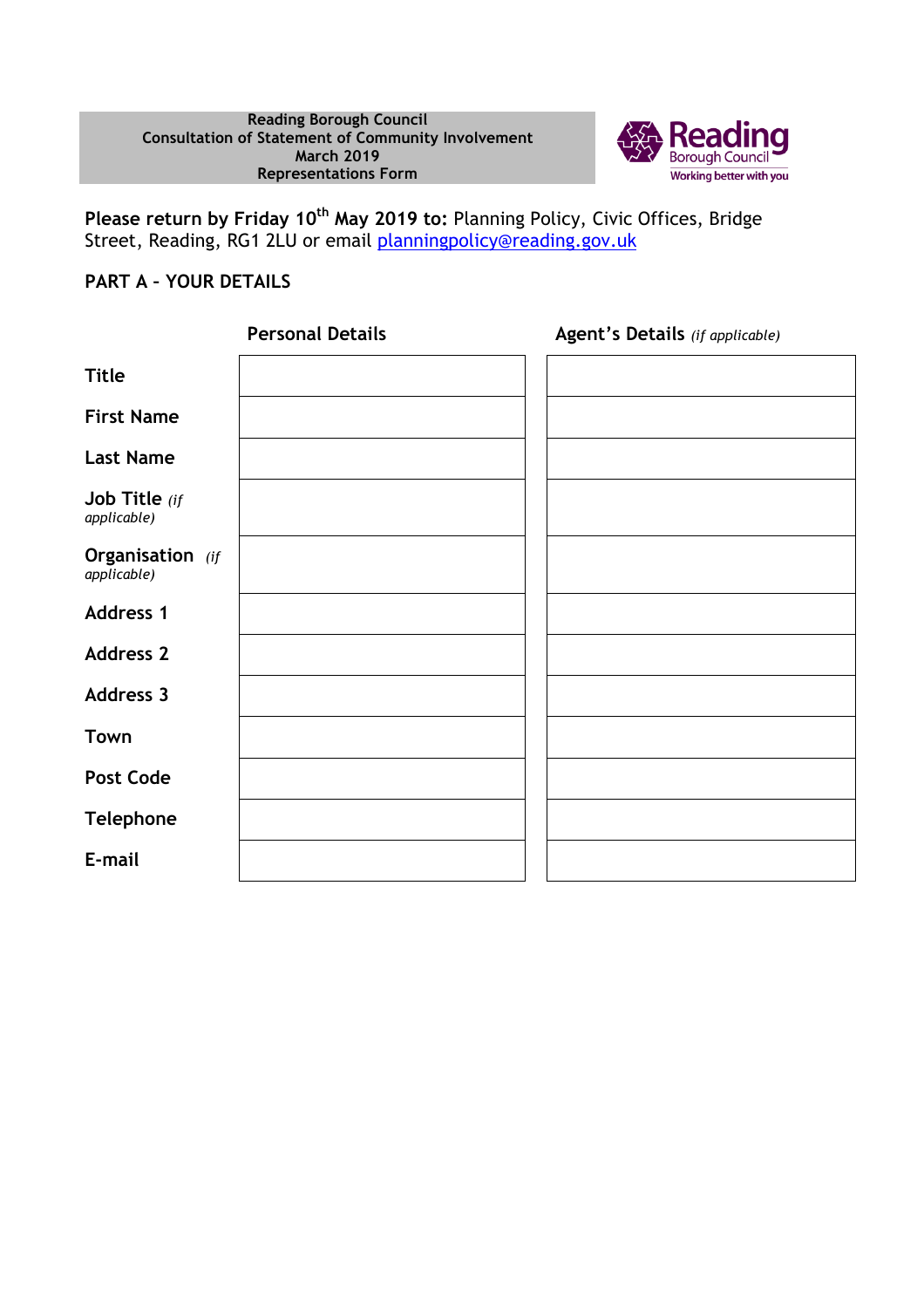**Reading Borough Council**
**Consultation of Statement of Community Involvement**
**March 2019**
**Representations Form**

Reading Borough Council
Working better with you

**Please return by Friday 10th May 2019 to:** Planning Policy, Civic Offices, Bridge Street, Reading, RG1 2LU or email planningpolicy@reading.gov.uk

## PART A – YOUR DETAILS

| | Personal Details | Agent's Details *(if applicable)* |
|---|---|---|
| **Title** | | |
| **First Name** | | |
| **Last Name** | | |
| **Job Title** *(if applicable)* | | |
| **Organisation** *(if applicable)* | | |
| **Address 1** | | |
| **Address 2** | | |
| **Address 3** | | |
| **Town** | | |
| **Post Code** | | |
| **Telephone** | | |
| **E-mail** | | |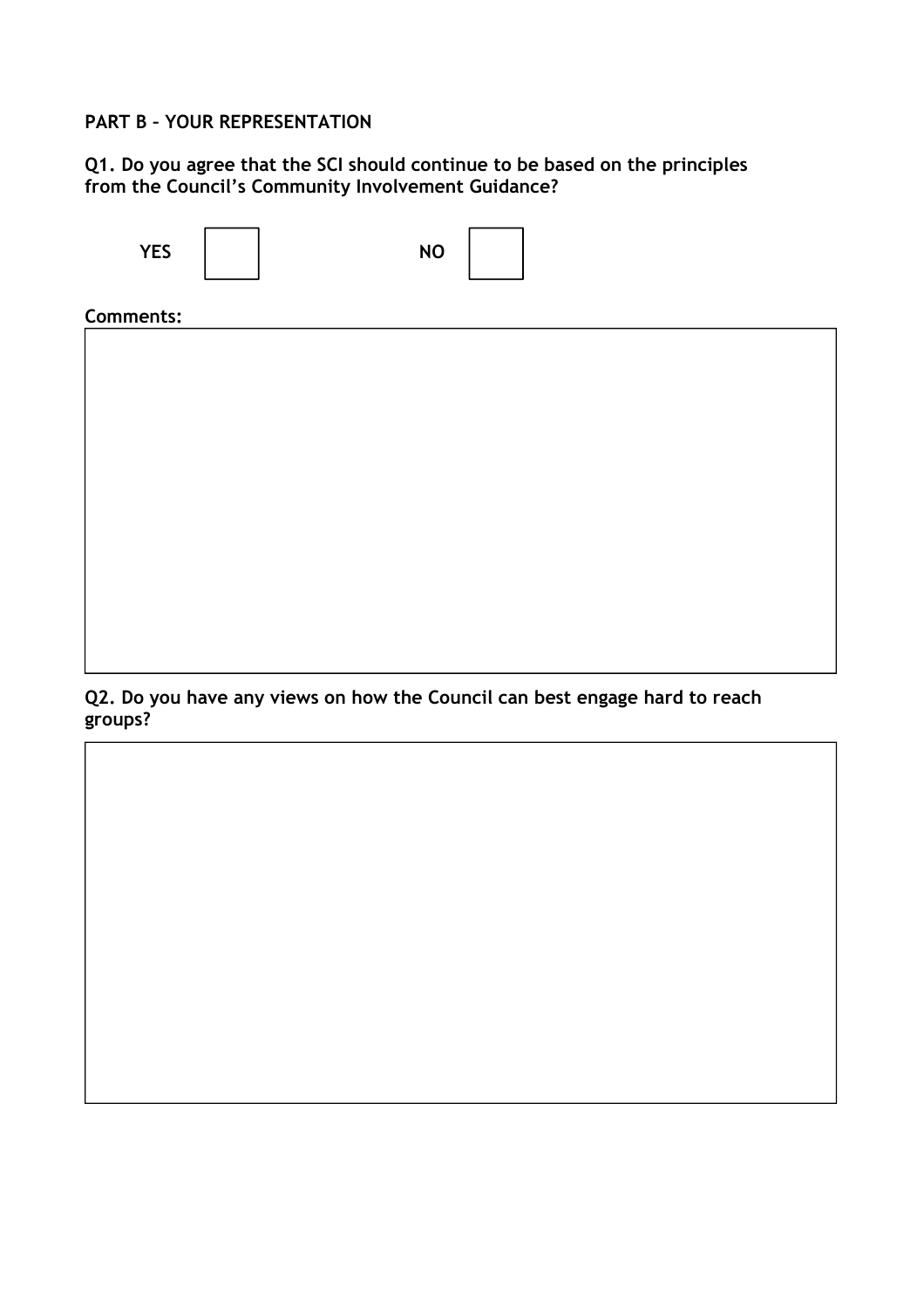**PART B – YOUR REPRESENTATION**

**Q1. Do you agree that the SCI should continue to be based on the principles from the Council's Community Involvement Guidance?**

**YES** ☐ **NO** ☐

**Comments:**

**Q2. Do you have any views on how the Council can best engage hard to reach groups?**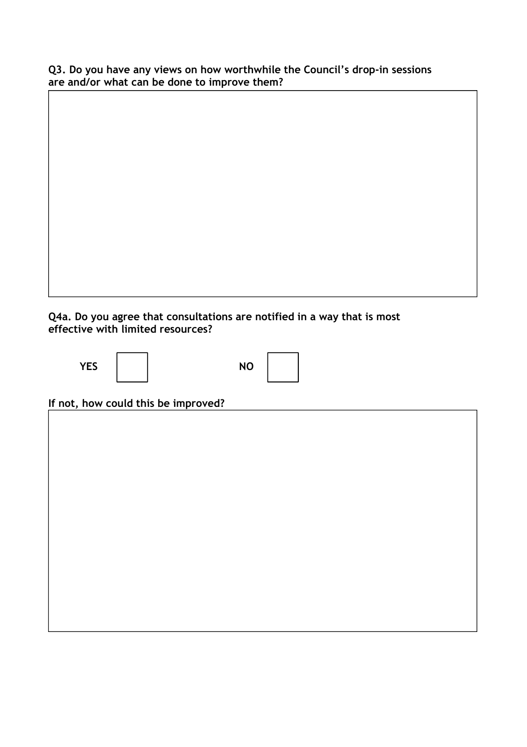**Q3. Do you have any views on how worthwhile the Council's drop-in sessions are and/or what can be done to improve them?**

**Q4a. Do you agree that consultations are notified in a way that is most effective with limited resources?**

**YES** ☐ **NO** ☐

**If not, how could this be improved?**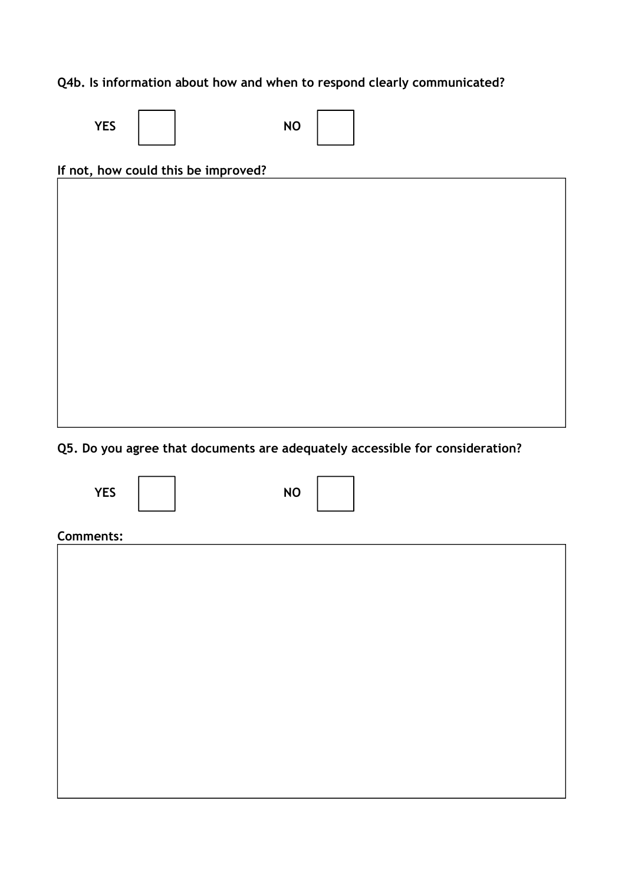**Q4b. Is information about how and when to respond clearly communicated?**

**YES** ☐ **NO** ☐

**If not, how could this be improved?**

| |
|---|
| |

**Q5. Do you agree that documents are adequately accessible for consideration?**

**YES** ☐ **NO** ☐

**Comments:**

| |
|---|
| |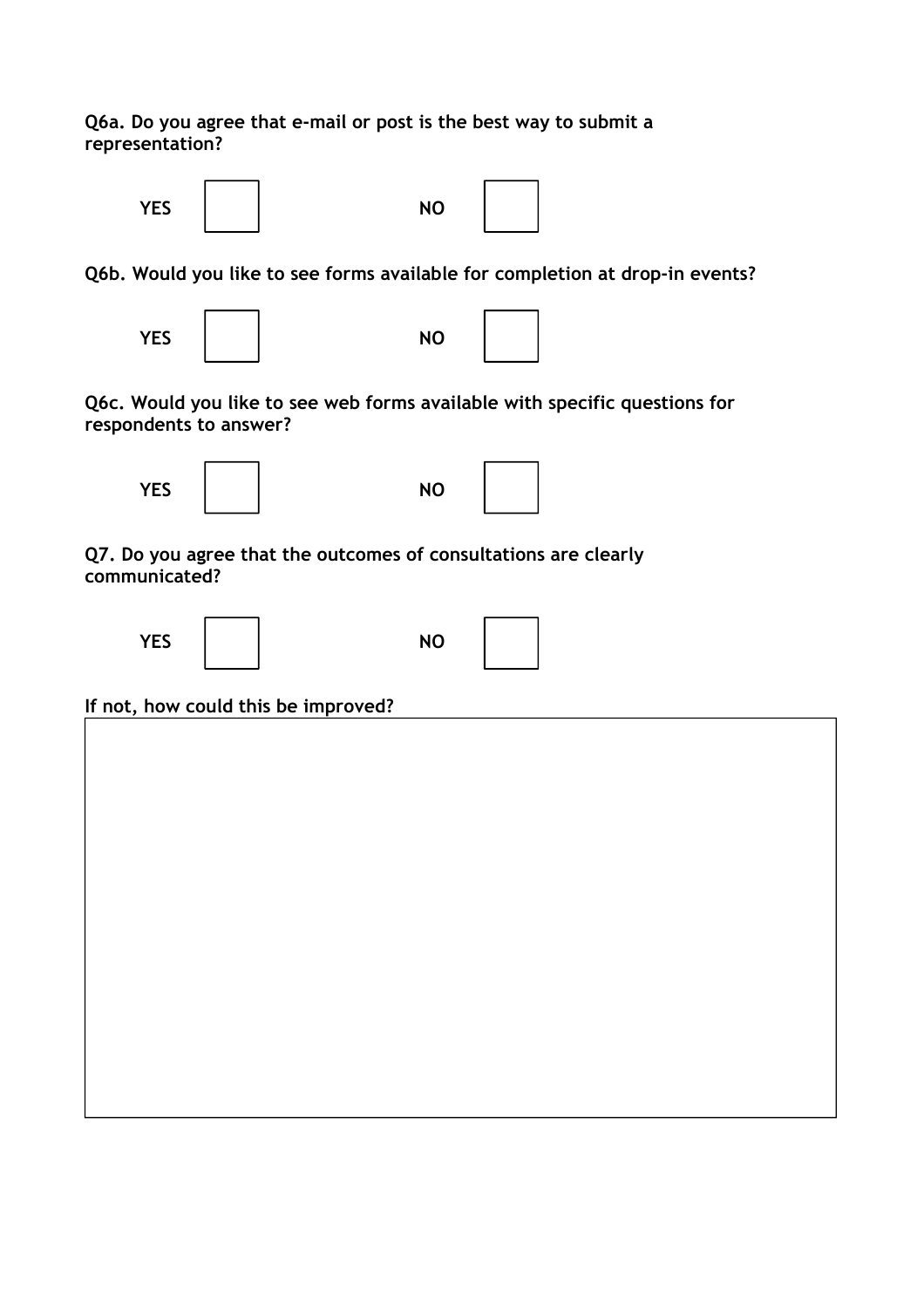**Q6a. Do you agree that e-mail or post is the best way to submit a representation?**

YES ☐ NO ☐

**Q6b. Would you like to see forms available for completion at drop-in events?**

YES ☐ NO ☐

**Q6c. Would you like to see web forms available with specific questions for respondents to answer?**

YES ☐ NO ☐

**Q7. Do you agree that the outcomes of consultations are clearly communicated?**

YES ☐ NO ☐

**If not, how could this be improved?**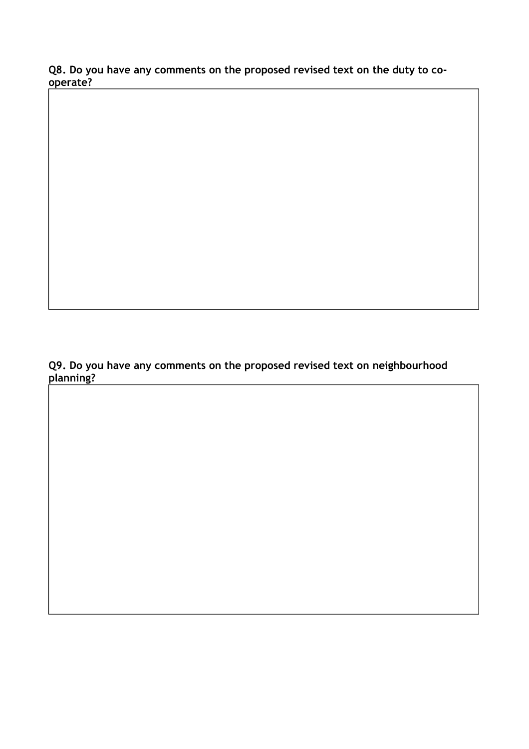**Q8. Do you have any comments on the proposed revised text on the duty to co-operate?**

**Q9. Do you have any comments on the proposed revised text on neighbourhood planning?**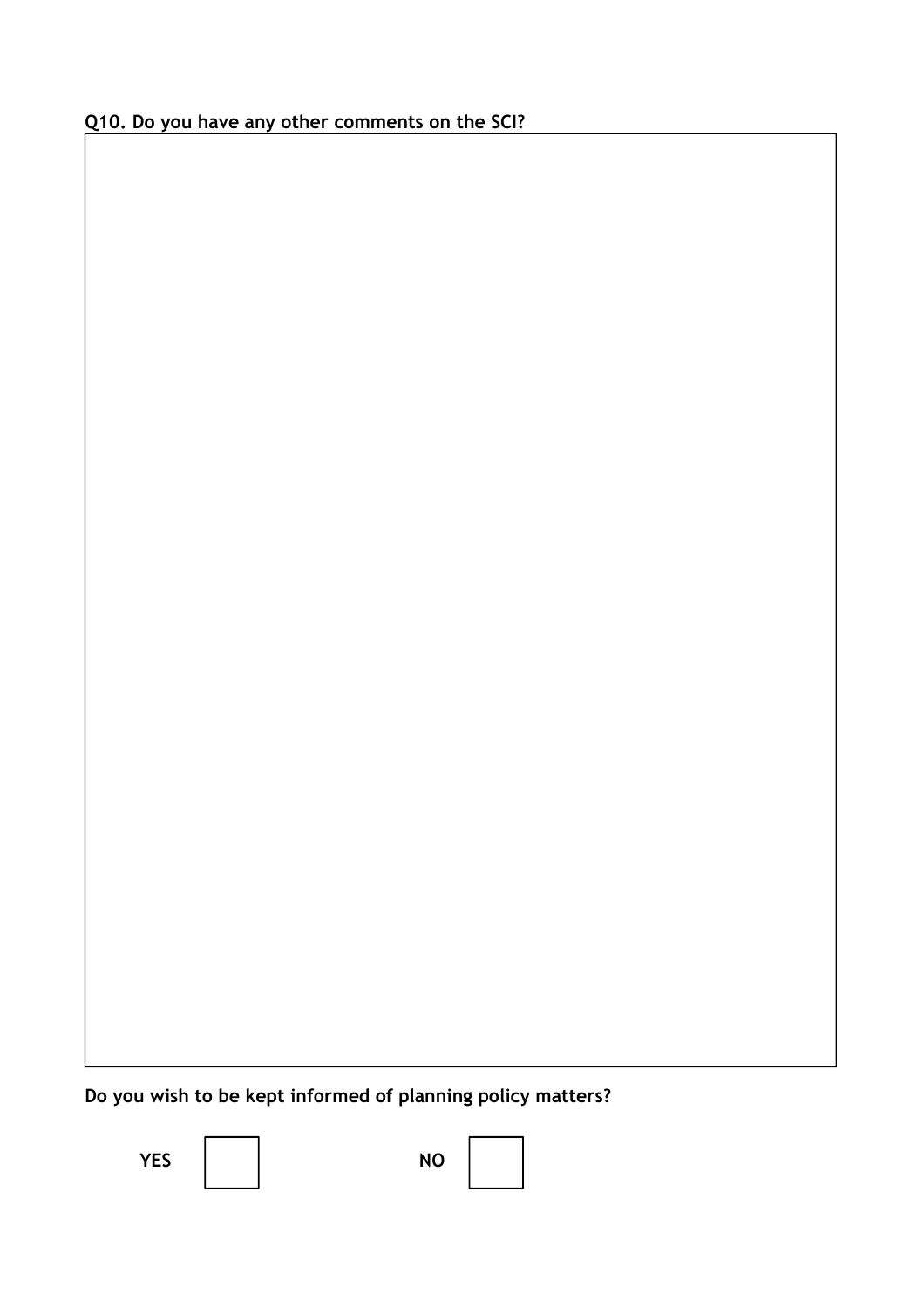**Q10. Do you have any other comments on the SCI?**

**Do you wish to be kept informed of planning policy matters?**

**YES** ☐ **NO** ☐